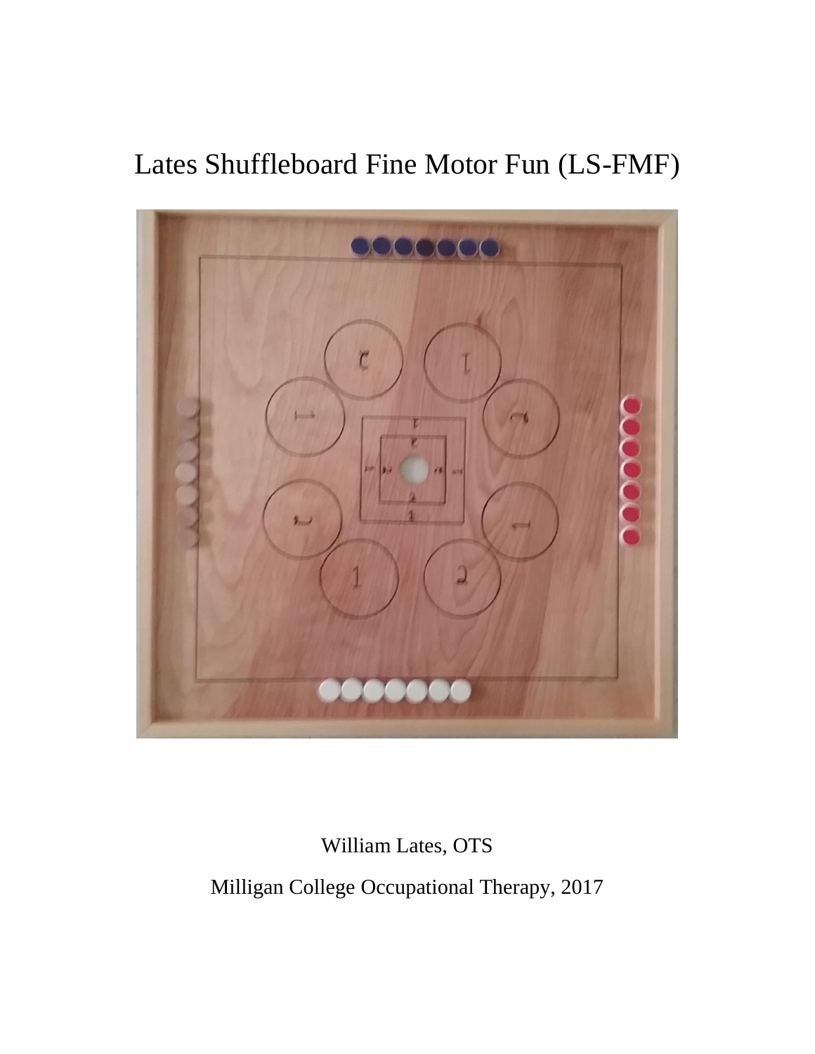# Lates Shuffleboard Fine Motor Fun (LS-FMF)

William Lates, OTS

Milligan College Occupational Therapy, 2017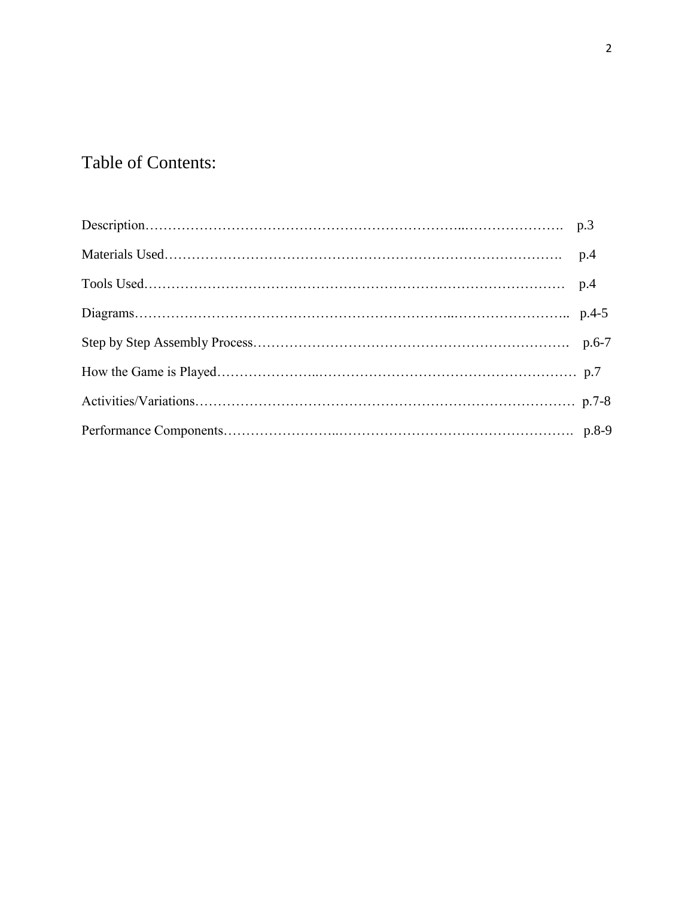# Table of Contents:

Description…………………………………………………………..…………………. p.3

Materials Used……………………………………………………………………………. p.4

Tools Used………………………………………………………………………………… p.4

Diagrams…………………………………………………………...…………………….. p.4-5

Step by Step Assembly Process……………………………………………………………. p.6-7

How the Game is Played…………………..………………………………………………… p.7

Activities/Variations………………………………………………………………………… p.7-8

Performance Components……………………..……………………………………………. p.8-9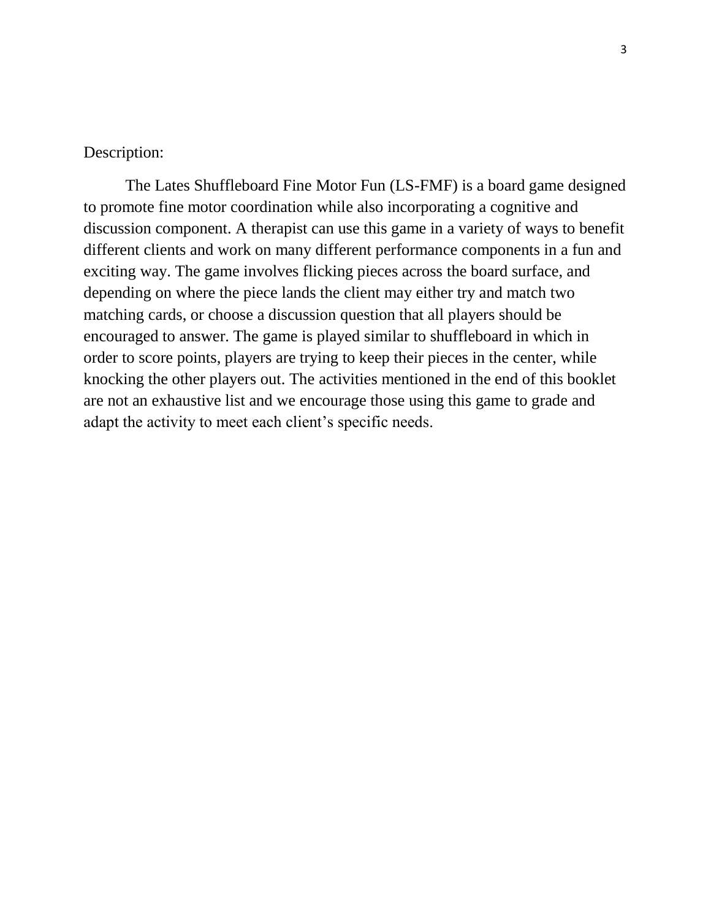Description:

The Lates Shuffleboard Fine Motor Fun (LS-FMF) is a board game designed to promote fine motor coordination while also incorporating a cognitive and discussion component. A therapist can use this game in a variety of ways to benefit different clients and work on many different performance components in a fun and exciting way. The game involves flicking pieces across the board surface, and depending on where the piece lands the client may either try and match two matching cards, or choose a discussion question that all players should be encouraged to answer. The game is played similar to shuffleboard in which in order to score points, players are trying to keep their pieces in the center, while knocking the other players out. The activities mentioned in the end of this booklet are not an exhaustive list and we encourage those using this game to grade and adapt the activity to meet each client's specific needs.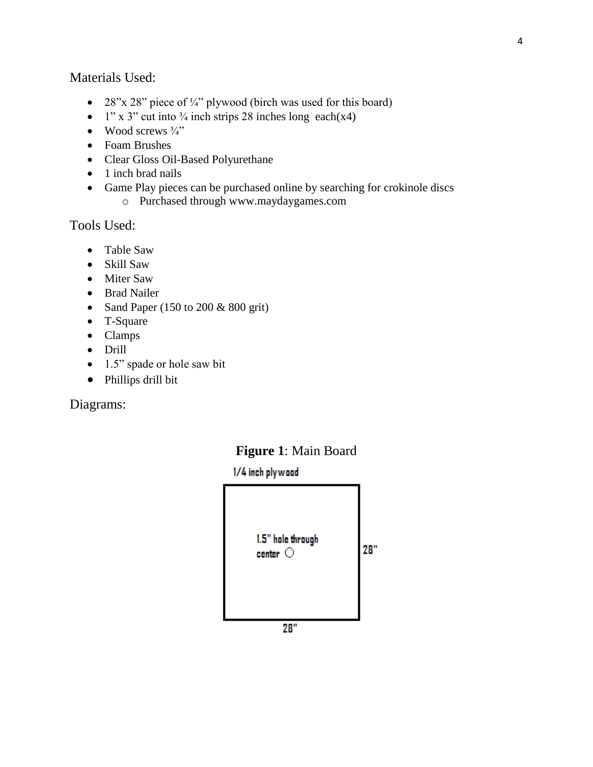## Materials Used:

- 28"x 28" piece of ¼" plywood (birch was used for this board)
- 1" x 3" cut into ¾ inch strips 28 inches long each(x4)
- Wood screws ¾"
- Foam Brushes
- Clear Gloss Oil-Based Polyurethane
- 1 inch brad nails
- Game Play pieces can be purchased online by searching for crokinole discs
  - Purchased through www.maydaygames.com

## Tools Used:

- Table Saw
- Skill Saw
- Miter Saw
- Brad Nailer
- Sand Paper (150 to 200 & 800 grit)
- T-Square
- Clamps
- Drill
- 1.5" spade or hole saw bit
- Phillips drill bit

## Diagrams:

**Figure 1**: Main Board

1/4 inch plywood

1.5" hole through center

28"

28"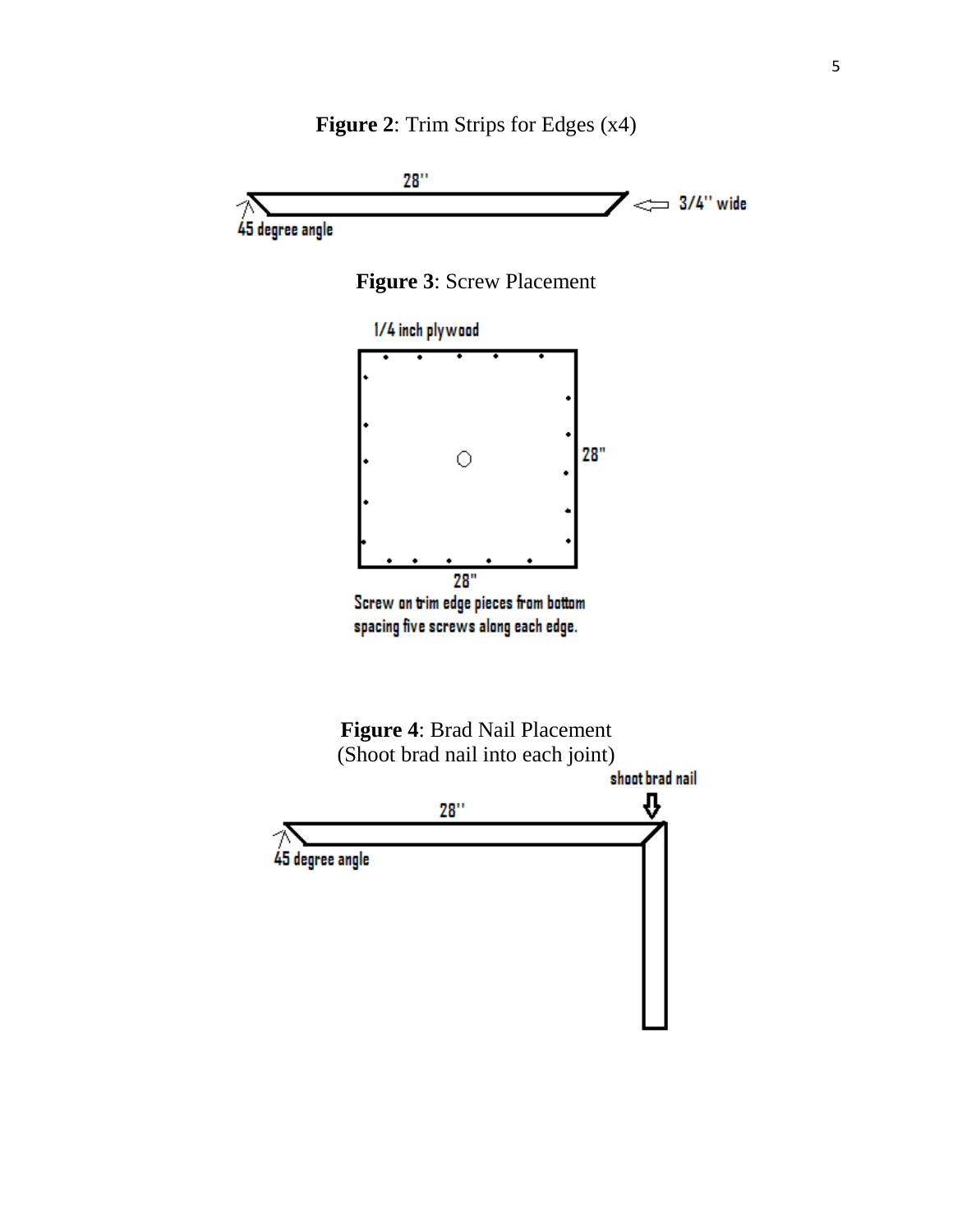**Figure 2**: Trim Strips for Edges (x4)

28''

3/4'' wide

45 degree angle

**Figure 3**: Screw Placement

1/4 inch plywood

28"

28"

Screw on trim edge pieces from bottom spacing five screws along each edge.

**Figure 4**: Brad Nail Placement
(Shoot brad nail into each joint)

shoot brad nail

28''

45 degree angle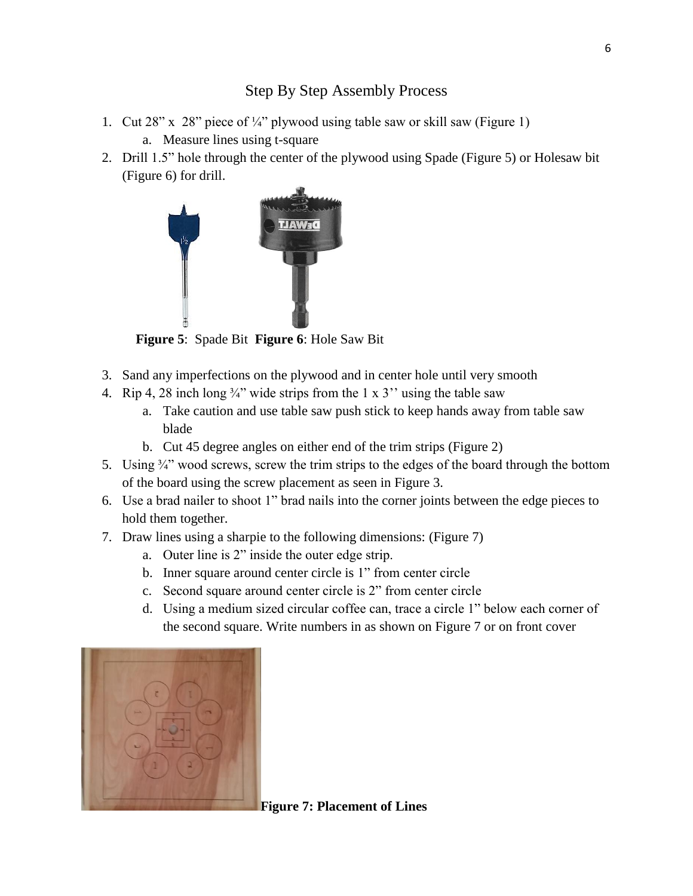## Step By Step Assembly Process

1. Cut 28" x 28" piece of ¼" plywood using table saw or skill saw (Figure 1)
   a. Measure lines using t-square
2. Drill 1.5" hole through the center of the plywood using Spade (Figure 5) or Holesaw bit (Figure 6) for drill.

**Figure 5**: Spade Bit **Figure 6**: Hole Saw Bit

3. Sand any imperfections on the plywood and in center hole until very smooth
4. Rip 4, 28 inch long ¾" wide strips from the 1 x 3'' using the table saw
   a. Take caution and use table saw push stick to keep hands away from table saw blade
   b. Cut 45 degree angles on either end of the trim strips (Figure 2)
5. Using ¾" wood screws, screw the trim strips to the edges of the board through the bottom of the board using the screw placement as seen in Figure 3.
6. Use a brad nailer to shoot 1" brad nails into the corner joints between the edge pieces to hold them together.
7. Draw lines using a sharpie to the following dimensions: (Figure 7)
   a. Outer line is 2" inside the outer edge strip.
   b. Inner square around center circle is 1" from center circle
   c. Second square around center circle is 2" from center circle
   d. Using a medium sized circular coffee can, trace a circle 1" below each corner of the second square. Write numbers in as shown on Figure 7 or on front cover

**Figure 7: Placement of Lines**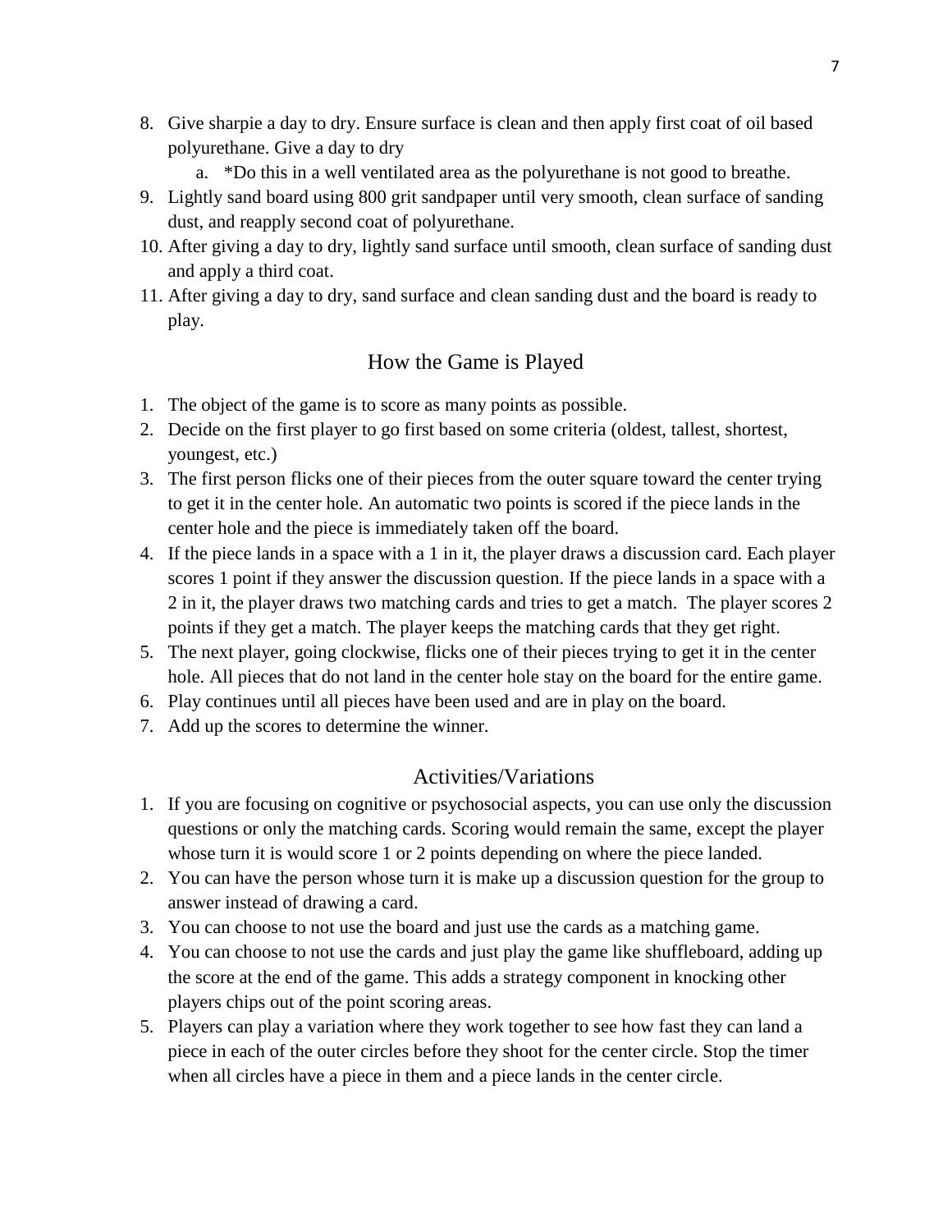8. Give sharpie a day to dry. Ensure surface is clean and then apply first coat of oil based polyurethane. Give a day to dry
   a. *Do this in a well ventilated area as the polyurethane is not good to breathe.
9. Lightly sand board using 800 grit sandpaper until very smooth, clean surface of sanding dust, and reapply second coat of polyurethane.
10. After giving a day to dry, lightly sand surface until smooth, clean surface of sanding dust and apply a third coat.
11. After giving a day to dry, sand surface and clean sanding dust and the board is ready to play.

## How the Game is Played

1. The object of the game is to score as many points as possible.
2. Decide on the first player to go first based on some criteria (oldest, tallest, shortest, youngest, etc.)
3. The first person flicks one of their pieces from the outer square toward the center trying to get it in the center hole. An automatic two points is scored if the piece lands in the center hole and the piece is immediately taken off the board.
4. If the piece lands in a space with a 1 in it, the player draws a discussion card. Each player scores 1 point if they answer the discussion question. If the piece lands in a space with a 2 in it, the player draws two matching cards and tries to get a match. The player scores 2 points if they get a match. The player keeps the matching cards that they get right.
5. The next player, going clockwise, flicks one of their pieces trying to get it in the center hole. All pieces that do not land in the center hole stay on the board for the entire game.
6. Play continues until all pieces have been used and are in play on the board.
7. Add up the scores to determine the winner.

## Activities/Variations

1. If you are focusing on cognitive or psychosocial aspects, you can use only the discussion questions or only the matching cards. Scoring would remain the same, except the player whose turn it is would score 1 or 2 points depending on where the piece landed.
2. You can have the person whose turn it is make up a discussion question for the group to answer instead of drawing a card.
3. You can choose to not use the board and just use the cards as a matching game.
4. You can choose to not use the cards and just play the game like shuffleboard, adding up the score at the end of the game. This adds a strategy component in knocking other players chips out of the point scoring areas.
5. Players can play a variation where they work together to see how fast they can land a piece in each of the outer circles before they shoot for the center circle. Stop the timer when all circles have a piece in them and a piece lands in the center circle.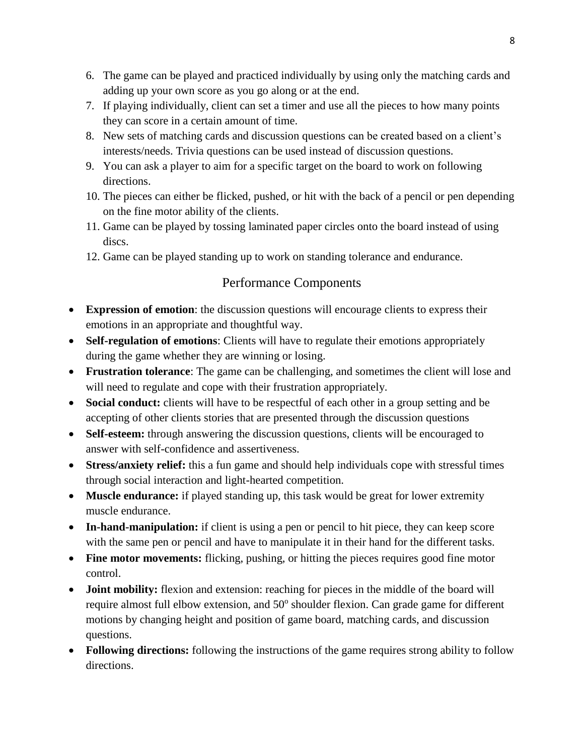6. The game can be played and practiced individually by using only the matching cards and adding up your own score as you go along or at the end.
7. If playing individually, client can set a timer and use all the pieces to how many points they can score in a certain amount of time.
8. New sets of matching cards and discussion questions can be created based on a client's interests/needs. Trivia questions can be used instead of discussion questions.
9. You can ask a player to aim for a specific target on the board to work on following directions.
10. The pieces can either be flicked, pushed, or hit with the back of a pencil or pen depending on the fine motor ability of the clients.
11. Game can be played by tossing laminated paper circles onto the board instead of using discs.
12. Game can be played standing up to work on standing tolerance and endurance.

## Performance Components

- **Expression of emotion**: the discussion questions will encourage clients to express their emotions in an appropriate and thoughtful way.
- **Self-regulation of emotions**: Clients will have to regulate their emotions appropriately during the game whether they are winning or losing.
- **Frustration tolerance**: The game can be challenging, and sometimes the client will lose and will need to regulate and cope with their frustration appropriately.
- **Social conduct:** clients will have to be respectful of each other in a group setting and be accepting of other clients stories that are presented through the discussion questions
- **Self-esteem:** through answering the discussion questions, clients will be encouraged to answer with self-confidence and assertiveness.
- **Stress/anxiety relief:** this a fun game and should help individuals cope with stressful times through social interaction and light-hearted competition.
- **Muscle endurance:** if played standing up, this task would be great for lower extremity muscle endurance.
- **In-hand-manipulation:** if client is using a pen or pencil to hit piece, they can keep score with the same pen or pencil and have to manipulate it in their hand for the different tasks.
- **Fine motor movements:** flicking, pushing, or hitting the pieces requires good fine motor control.
- **Joint mobility:** flexion and extension: reaching for pieces in the middle of the board will require almost full elbow extension, and $50^{o}$ shoulder flexion. Can grade game for different motions by changing height and position of game board, matching cards, and discussion questions.
- **Following directions:** following the instructions of the game requires strong ability to follow directions.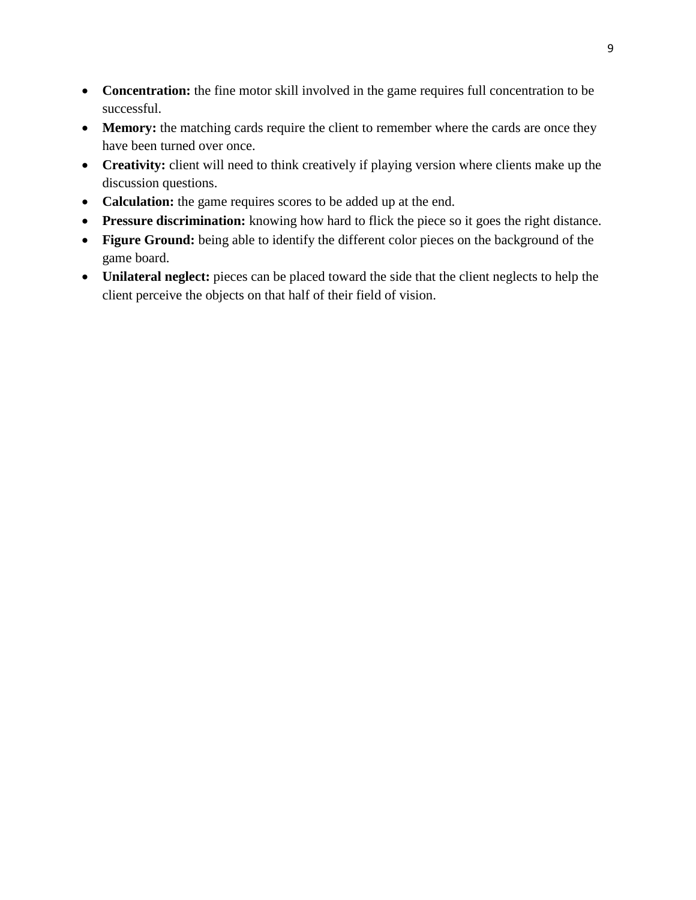- **Concentration:** the fine motor skill involved in the game requires full concentration to be successful.
- **Memory:** the matching cards require the client to remember where the cards are once they have been turned over once.
- **Creativity:** client will need to think creatively if playing version where clients make up the discussion questions.
- **Calculation:** the game requires scores to be added up at the end.
- **Pressure discrimination:** knowing how hard to flick the piece so it goes the right distance.
- **Figure Ground:** being able to identify the different color pieces on the background of the game board.
- **Unilateral neglect:** pieces can be placed toward the side that the client neglects to help the client perceive the objects on that half of their field of vision.